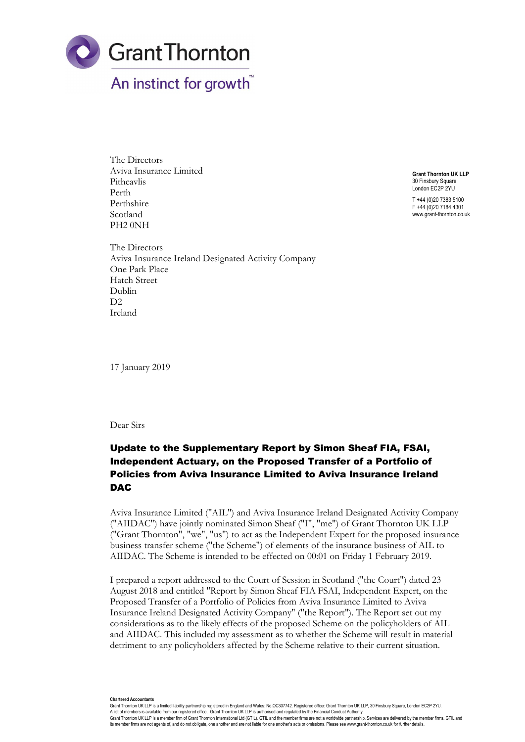Grant Thornton

An instinct for growth™

The Directors
Aviva Insurance Limited
Pitheavlis
Perth
Perthshire
Scotland
PH2 0NH

**Grant Thornton UK LLP**
30 Finsbury Square
London EC2P 2YU

T +44 (0)20 7383 5100
F +44 (0)20 7184 4301
www.grant-thornton.co.uk

The Directors
Aviva Insurance Ireland Designated Activity Company
One Park Place
Hatch Street
Dublin
D2
Ireland

17 January 2019

Dear Sirs

## Update to the Supplementary Report by Simon Sheaf FIA, FSAI, Independent Actuary, on the Proposed Transfer of a Portfolio of Policies from Aviva Insurance Limited to Aviva Insurance Ireland DAC

Aviva Insurance Limited ("AIL") and Aviva Insurance Ireland Designated Activity Company ("AIIDAC") have jointly nominated Simon Sheaf ("I", "me") of Grant Thornton UK LLP ("Grant Thornton", "we", "us") to act as the Independent Expert for the proposed insurance business transfer scheme ("the Scheme") of elements of the insurance business of AIL to AIIDAC. The Scheme is intended to be effected on 00:01 on Friday 1 February 2019.

I prepared a report addressed to the Court of Session in Scotland ("the Court") dated 23 August 2018 and entitled "Report by Simon Sheaf FIA FSAI, Independent Expert, on the Proposed Transfer of a Portfolio of Policies from Aviva Insurance Limited to Aviva Insurance Ireland Designated Activity Company" ("the Report"). The Report set out my considerations as to the likely effects of the proposed Scheme on the policyholders of AIL and AIIDAC. This included my assessment as to whether the Scheme will result in material detriment to any policyholders affected by the Scheme relative to their current situation.

**Chartered Accountants**
Grant Thornton UK LLP is a limited liability partnership registered in England and Wales: No.OC307742. Registered office: Grant Thornton UK LLP, 30 Finsbury Square, London EC2P 2YU.
A list of members is available from our registered office. Grant Thornton UK LLP is authorised and regulated by the Financial Conduct Authority.
Grant Thornton UK LLP is a member firm of Grant Thornton International Ltd (GTIL). GTIL and the member firms are not a worldwide partnership. Services are delivered by the member firms. GTIL and its member firms are not agents of, and do not obligate, one another and are not liable for one another's acts or omissions. Please see www.grant-thornton.co.uk for further details.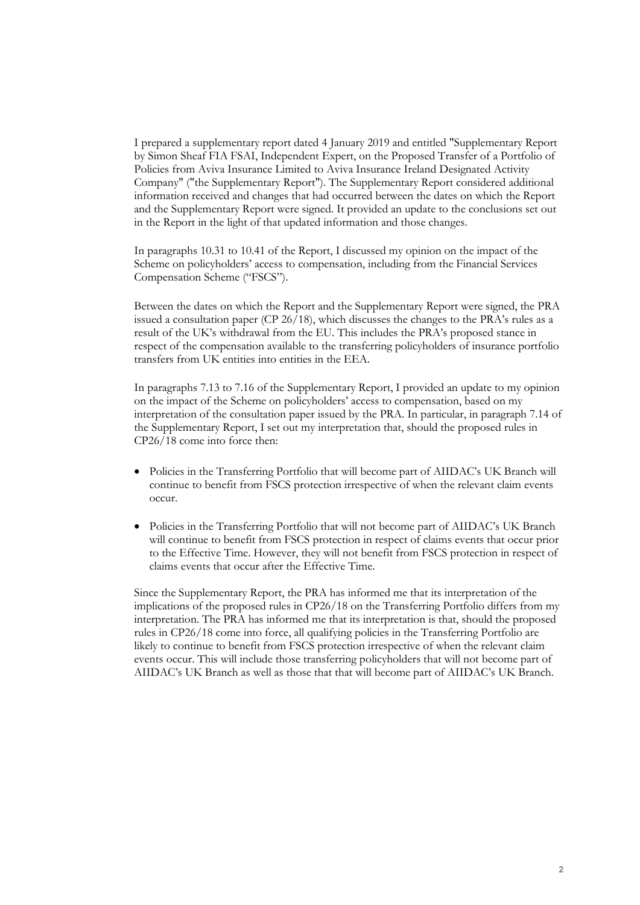I prepared a supplementary report dated 4 January 2019 and entitled "Supplementary Report by Simon Sheaf FIA FSAI, Independent Expert, on the Proposed Transfer of a Portfolio of Policies from Aviva Insurance Limited to Aviva Insurance Ireland Designated Activity Company" ("the Supplementary Report"). The Supplementary Report considered additional information received and changes that had occurred between the dates on which the Report and the Supplementary Report were signed. It provided an update to the conclusions set out in the Report in the light of that updated information and those changes.

In paragraphs 10.31 to 10.41 of the Report, I discussed my opinion on the impact of the Scheme on policyholders' access to compensation, including from the Financial Services Compensation Scheme ("FSCS").

Between the dates on which the Report and the Supplementary Report were signed, the PRA issued a consultation paper (CP 26/18), which discusses the changes to the PRA's rules as a result of the UK's withdrawal from the EU. This includes the PRA's proposed stance in respect of the compensation available to the transferring policyholders of insurance portfolio transfers from UK entities into entities in the EEA.

In paragraphs 7.13 to 7.16 of the Supplementary Report, I provided an update to my opinion on the impact of the Scheme on policyholders' access to compensation, based on my interpretation of the consultation paper issued by the PRA. In particular, in paragraph 7.14 of the Supplementary Report, I set out my interpretation that, should the proposed rules in CP26/18 come into force then:

- Policies in the Transferring Portfolio that will become part of AIIDAC's UK Branch will continue to benefit from FSCS protection irrespective of when the relevant claim events occur.
- Policies in the Transferring Portfolio that will not become part of AIIDAC's UK Branch will continue to benefit from FSCS protection in respect of claims events that occur prior to the Effective Time. However, they will not benefit from FSCS protection in respect of claims events that occur after the Effective Time.

Since the Supplementary Report, the PRA has informed me that its interpretation of the implications of the proposed rules in CP26/18 on the Transferring Portfolio differs from my interpretation. The PRA has informed me that its interpretation is that, should the proposed rules in CP26/18 come into force, all qualifying policies in the Transferring Portfolio are likely to continue to benefit from FSCS protection irrespective of when the relevant claim events occur. This will include those transferring policyholders that will not become part of AIIDAC's UK Branch as well as those that that will become part of AIIDAC's UK Branch.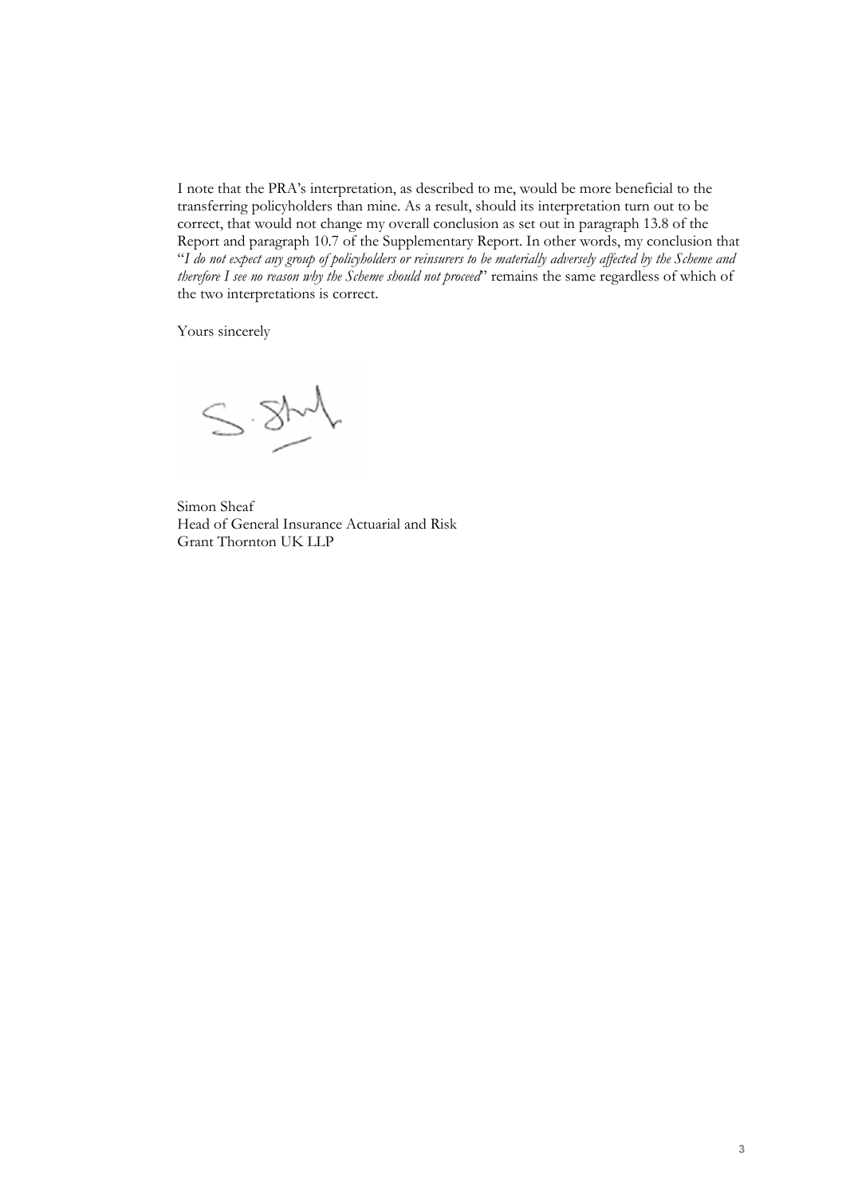I note that the PRA's interpretation, as described to me, would be more beneficial to the transferring policyholders than mine. As a result, should its interpretation turn out to be correct, that would not change my overall conclusion as set out in paragraph 13.8 of the Report and paragraph 10.7 of the Supplementary Report. In other words, my conclusion that "*I do not expect any group of policyholders or reinsurers to be materially adversely affected by the Scheme and therefore I see no reason why the Scheme should not proceed*" remains the same regardless of which of the two interpretations is correct.

Yours sincerely

Simon Sheaf
Head of General Insurance Actuarial and Risk
Grant Thornton UK LLP